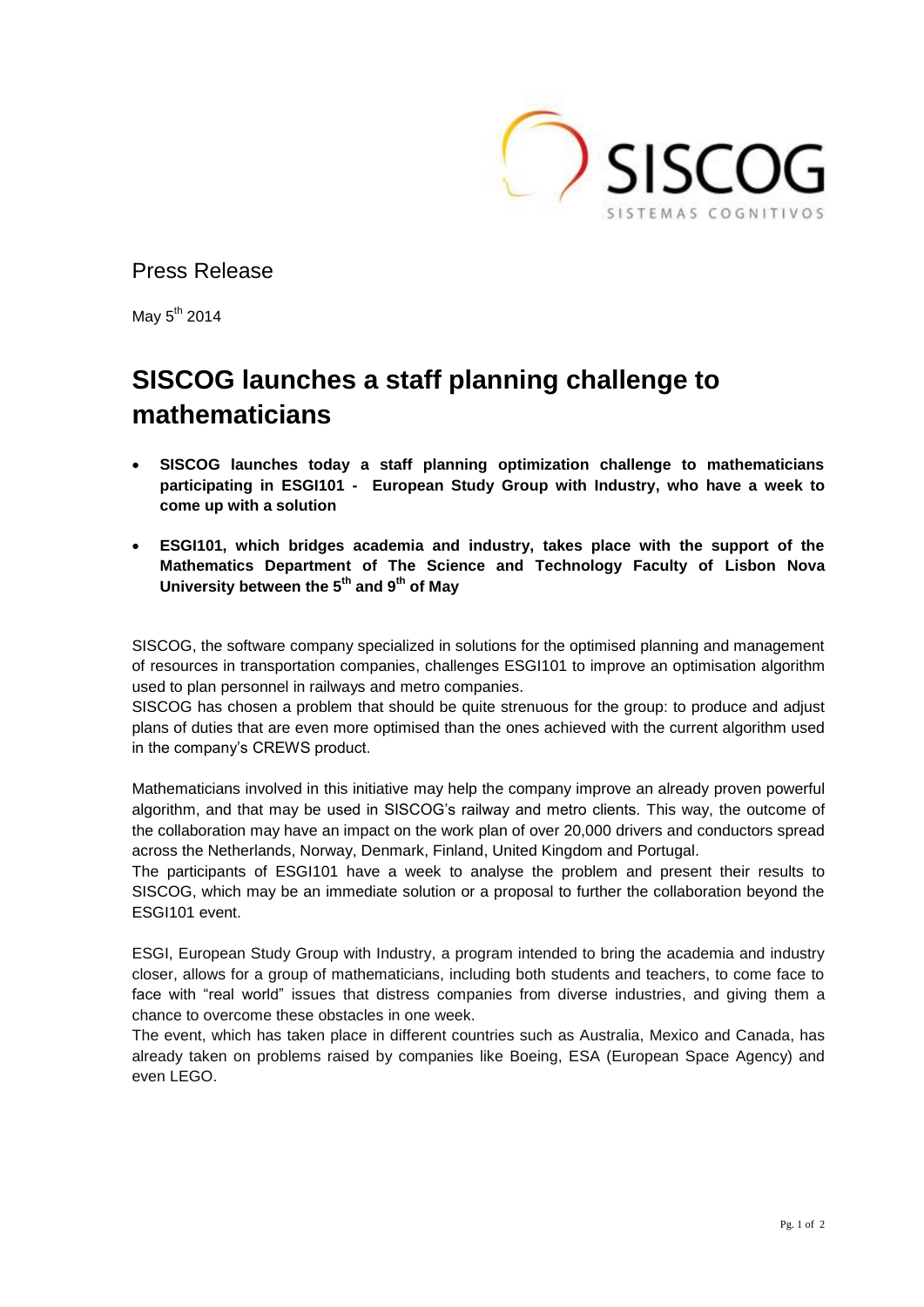Press Release

May 5th 2014

# SISCOG launches a staff planning challenge to mathematicians

- **SISCOG launches today a staff planning optimization challenge to mathematicians participating in ESGI101 - European Study Group with Industry, who have a week to come up with a solution**
- **ESGI101, which bridges academia and industry, takes place with the support of the Mathematics Department of The Science and Technology Faculty of Lisbon Nova University between the 5th and 9th of May**

SISCOG, the software company specialized in solutions for the optimised planning and management of resources in transportation companies, challenges ESGI101 to improve an optimisation algorithm used to plan personnel in railways and metro companies.
SISCOG has chosen a problem that should be quite strenuous for the group: to produce and adjust plans of duties that are even more optimised than the ones achieved with the current algorithm used in the company's CREWS product.

Mathematicians involved in this initiative may help the company improve an already proven powerful algorithm, and that may be used in SISCOG's railway and metro clients. This way, the outcome of the collaboration may have an impact on the work plan of over 20,000 drivers and conductors spread across the Netherlands, Norway, Denmark, Finland, United Kingdom and Portugal.
The participants of ESGI101 have a week to analyse the problem and present their results to SISCOG, which may be an immediate solution or a proposal to further the collaboration beyond the ESGI101 event.

ESGI, European Study Group with Industry, a program intended to bring the academia and industry closer, allows for a group of mathematicians, including both students and teachers, to come face to face with "real world" issues that distress companies from diverse industries, and giving them a chance to overcome these obstacles in one week.
The event, which has taken place in different countries such as Australia, Mexico and Canada, has already taken on problems raised by companies like Boeing, ESA (European Space Agency) and even LEGO.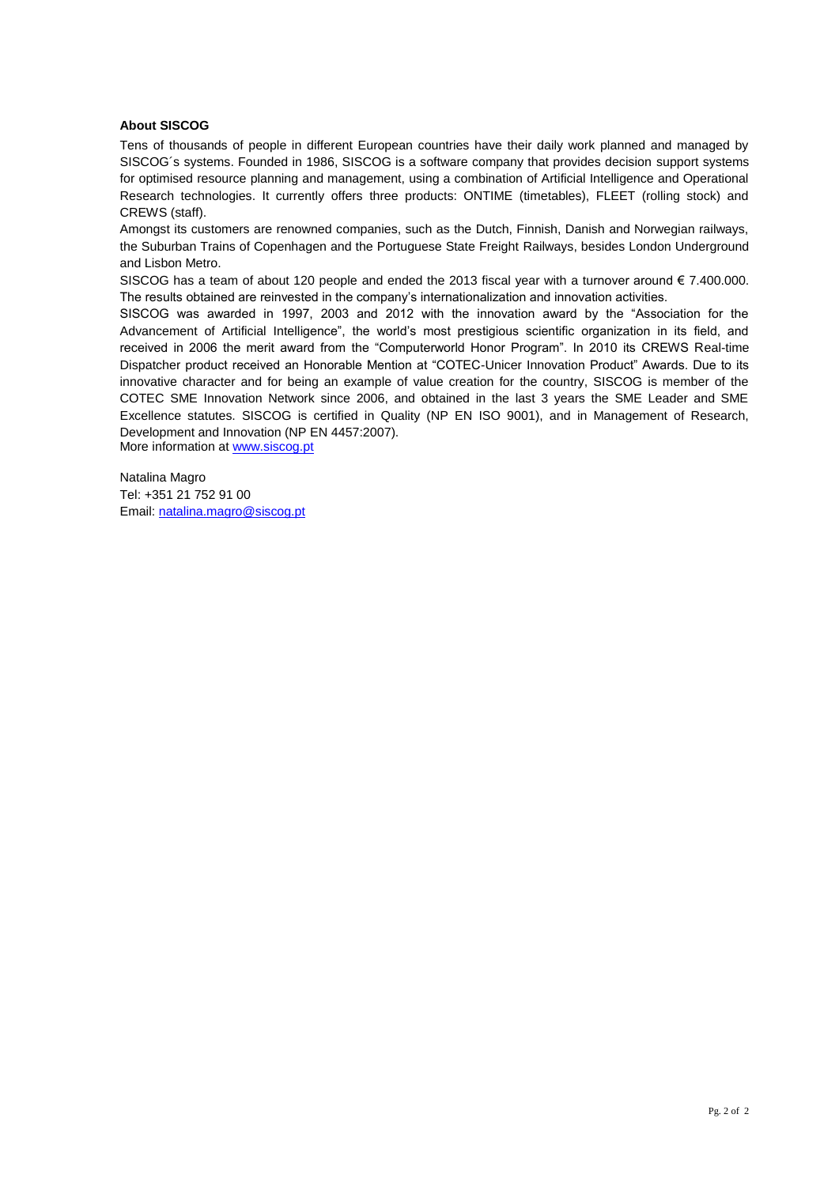**About SISCOG**

Tens of thousands of people in different European countries have their daily work planned and managed by SISCOG´s systems. Founded in 1986, SISCOG is a software company that provides decision support systems for optimised resource planning and management, using a combination of Artificial Intelligence and Operational Research technologies. It currently offers three products: ONTIME (timetables), FLEET (rolling stock) and CREWS (staff).

Amongst its customers are renowned companies, such as the Dutch, Finnish, Danish and Norwegian railways, the Suburban Trains of Copenhagen and the Portuguese State Freight Railways, besides London Underground and Lisbon Metro.

SISCOG has a team of about 120 people and ended the 2013 fiscal year with a turnover around € 7.400.000. The results obtained are reinvested in the company's internationalization and innovation activities.

SISCOG was awarded in 1997, 2003 and 2012 with the innovation award by the "Association for the Advancement of Artificial Intelligence", the world's most prestigious scientific organization in its field, and received in 2006 the merit award from the "Computerworld Honor Program". In 2010 its CREWS Real-time Dispatcher product received an Honorable Mention at "COTEC-Unicer Innovation Product" Awards. Due to its innovative character and for being an example of value creation for the country, SISCOG is member of the COTEC SME Innovation Network since 2006, and obtained in the last 3 years the SME Leader and SME Excellence statutes. SISCOG is certified in Quality (NP EN ISO 9001), and in Management of Research, Development and Innovation (NP EN 4457:2007).

More information at [www.siscog.pt](www.siscog.pt)

Natalina Magro
Tel: +351 21 752 91 00
Email: [natalina.magro@siscog.pt](mailto:natalina.magro@siscog.pt)